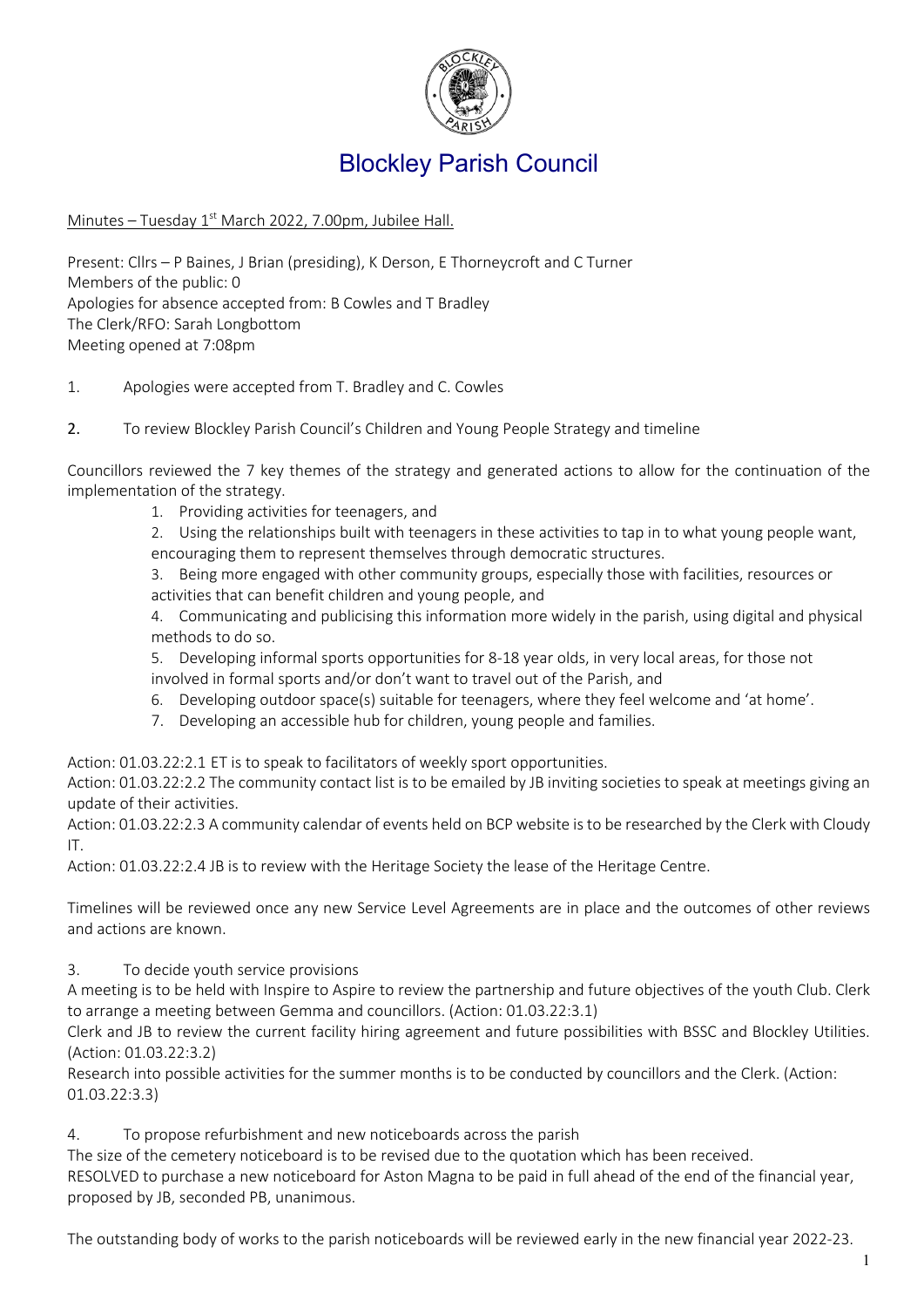# Blockley Parish Council

Minutes – Tuesday 1st March 2022, 7.00pm, Jubilee Hall.

Present: Cllrs – P Baines, J Brian (presiding), K Derson, E Thorneycroft and C Turner
Members of the public: 0
Apologies for absence accepted from: B Cowles and T Bradley
The Clerk/RFO: Sarah Longbottom
Meeting opened at 7:08pm

1. Apologies were accepted from T. Bradley and C. Cowles

2. To review Blockley Parish Council's Children and Young People Strategy and timeline

Councillors reviewed the 7 key themes of the strategy and generated actions to allow for the continuation of the implementation of the strategy.

1. Providing activities for teenagers, and
2. Using the relationships built with teenagers in these activities to tap in to what young people want, encouraging them to represent themselves through democratic structures.
3. Being more engaged with other community groups, especially those with facilities, resources or activities that can benefit children and young people, and
4. Communicating and publicising this information more widely in the parish, using digital and physical methods to do so.
5. Developing informal sports opportunities for 8-18 year olds, in very local areas, for those not involved in formal sports and/or don't want to travel out of the Parish, and
6. Developing outdoor space(s) suitable for teenagers, where they feel welcome and 'at home'.
7. Developing an accessible hub for children, young people and families.

Action: 01.03.22:2.1 ET is to speak to facilitators of weekly sport opportunities.
Action: 01.03.22:2.2 The community contact list is to be emailed by JB inviting societies to speak at meetings giving an update of their activities.
Action: 01.03.22:2.3 A community calendar of events held on BCP website is to be researched by the Clerk with Cloudy IT.
Action: 01.03.22:2.4 JB is to review with the Heritage Society the lease of the Heritage Centre.

Timelines will be reviewed once any new Service Level Agreements are in place and the outcomes of other reviews and actions are known.

3. To decide youth service provisions

A meeting is to be held with Inspire to Aspire to review the partnership and future objectives of the youth Club. Clerk to arrange a meeting between Gemma and councillors. (Action: 01.03.22:3.1)
Clerk and JB to review the current facility hiring agreement and future possibilities with BSSC and Blockley Utilities. (Action: 01.03.22:3.2)
Research into possible activities for the summer months is to be conducted by councillors and the Clerk. (Action: 01.03.22:3.3)

4. To propose refurbishment and new noticeboards across the parish

The size of the cemetery noticeboard is to be revised due to the quotation which has been received.
RESOLVED to purchase a new noticeboard for Aston Magna to be paid in full ahead of the end of the financial year, proposed by JB, seconded PB, unanimous.

The outstanding body of works to the parish noticeboards will be reviewed early in the new financial year 2022-23.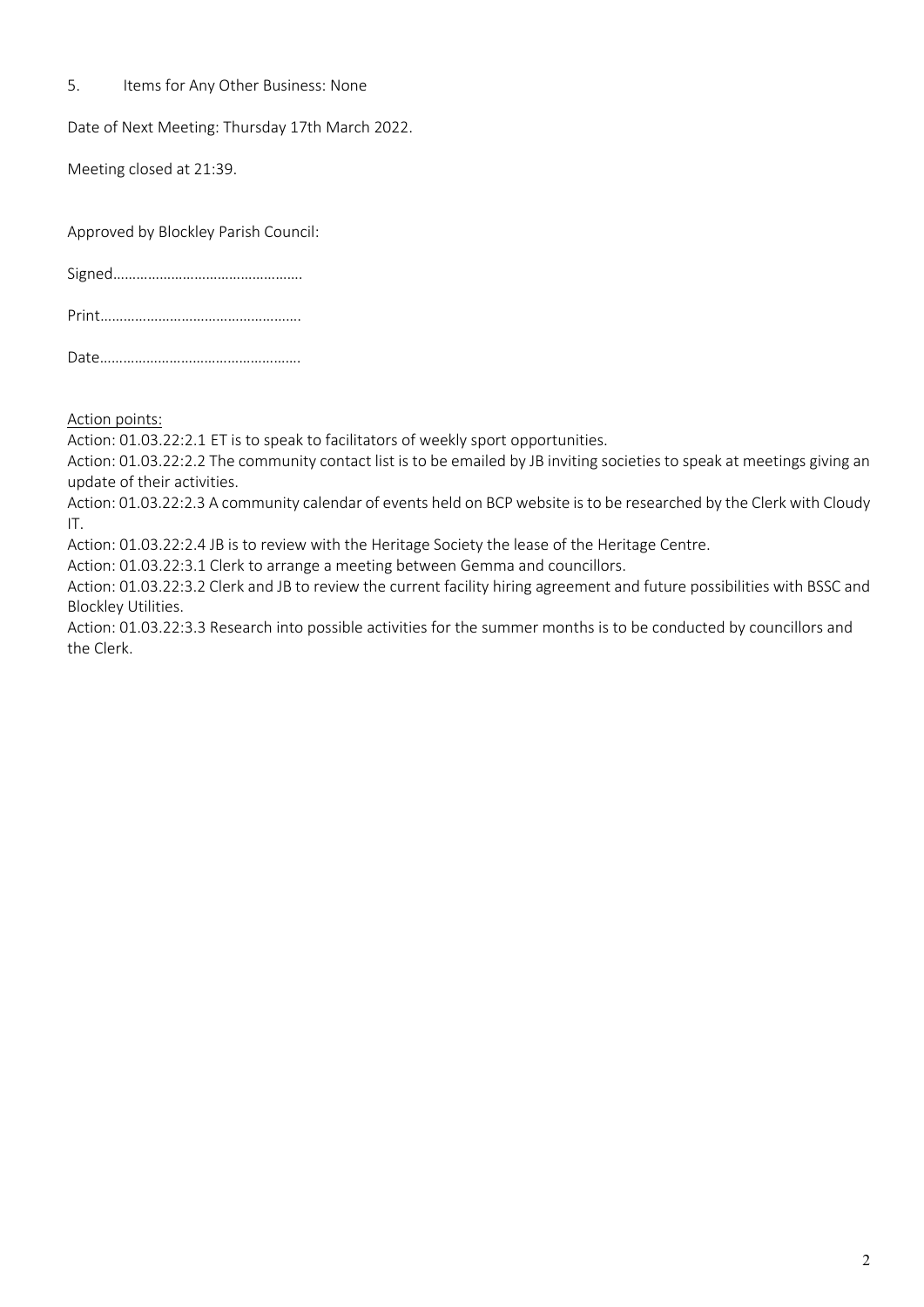5. Items for Any Other Business: None

Date of Next Meeting: Thursday 17th March 2022.

Meeting closed at 21:39.

Approved by Blockley Parish Council:

Signed…………………………………………

Print……………………………………………

Date……………………………………………

Action points:

Action: 01.03.22:2.1 ET is to speak to facilitators of weekly sport opportunities.

Action: 01.03.22:2.2 The community contact list is to be emailed by JB inviting societies to speak at meetings giving an update of their activities.

Action: 01.03.22:2.3 A community calendar of events held on BCP website is to be researched by the Clerk with Cloudy IT.

Action: 01.03.22:2.4 JB is to review with the Heritage Society the lease of the Heritage Centre.

Action: 01.03.22:3.1 Clerk to arrange a meeting between Gemma and councillors.

Action: 01.03.22:3.2 Clerk and JB to review the current facility hiring agreement and future possibilities with BSSC and Blockley Utilities.

Action: 01.03.22:3.3 Research into possible activities for the summer months is to be conducted by councillors and the Clerk.